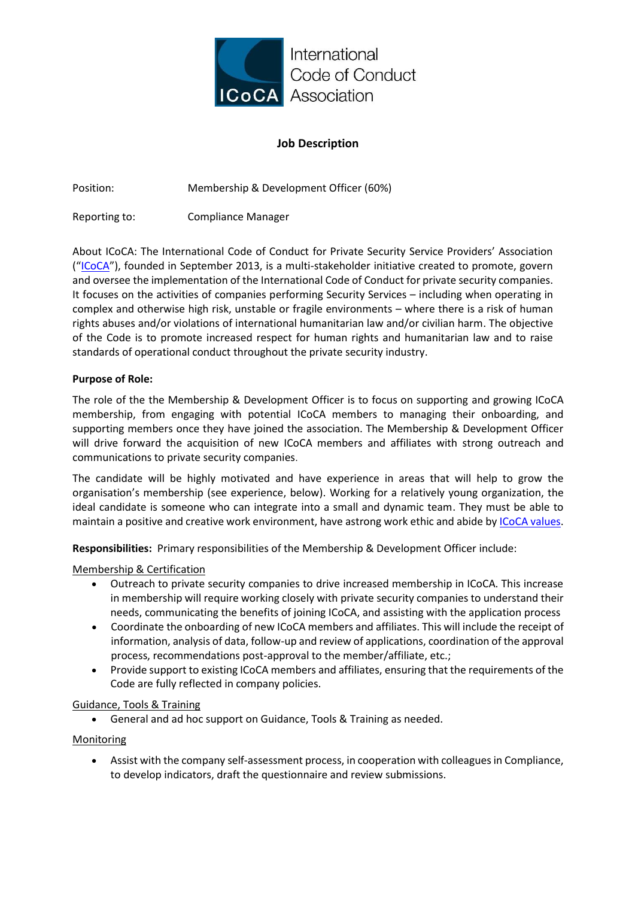International Code of Conduct Association

**Job Description**

Position: Membership & Development Officer (60%)

Reporting to: Compliance Manager

About ICoCA: The International Code of Conduct for Private Security Service Providers' Association ("ICoCA"), founded in September 2013, is a multi-stakeholder initiative created to promote, govern and oversee the implementation of the International Code of Conduct for private security companies. It focuses on the activities of companies performing Security Services – including when operating in complex and otherwise high risk, unstable or fragile environments – where there is a risk of human rights abuses and/or violations of international humanitarian law and/or civilian harm. The objective of the Code is to promote increased respect for human rights and humanitarian law and to raise standards of operational conduct throughout the private security industry.

**Purpose of Role:**

The role of the the Membership & Development Officer is to focus on supporting and growing ICoCA membership, from engaging with potential ICoCA members to managing their onboarding, and supporting members once they have joined the association. The Membership & Development Officer will drive forward the acquisition of new ICoCA members and affiliates with strong outreach and communications to private security companies.

The candidate will be highly motivated and have experience in areas that will help to grow the organisation's membership (see experience, below). Working for a relatively young organization, the ideal candidate is someone who can integrate into a small and dynamic team. They must be able to maintain a positive and creative work environment, have astrong work ethic and abide by ICoCA values.

**Responsibilities:** Primary responsibilities of the Membership & Development Officer include:

Membership & Certification

- Outreach to private security companies to drive increased membership in ICoCA. This increase in membership will require working closely with private security companies to understand their needs, communicating the benefits of joining ICoCA, and assisting with the application process
- Coordinate the onboarding of new ICoCA members and affiliates. This will include the receipt of information, analysis of data, follow-up and review of applications, coordination of the approval process, recommendations post-approval to the member/affiliate, etc.;
- Provide support to existing ICoCA members and affiliates, ensuring that the requirements of the Code are fully reflected in company policies.

Guidance, Tools & Training

- General and ad hoc support on Guidance, Tools & Training as needed.

Monitoring

- Assist with the company self-assessment process, in cooperation with colleagues in Compliance, to develop indicators, draft the questionnaire and review submissions.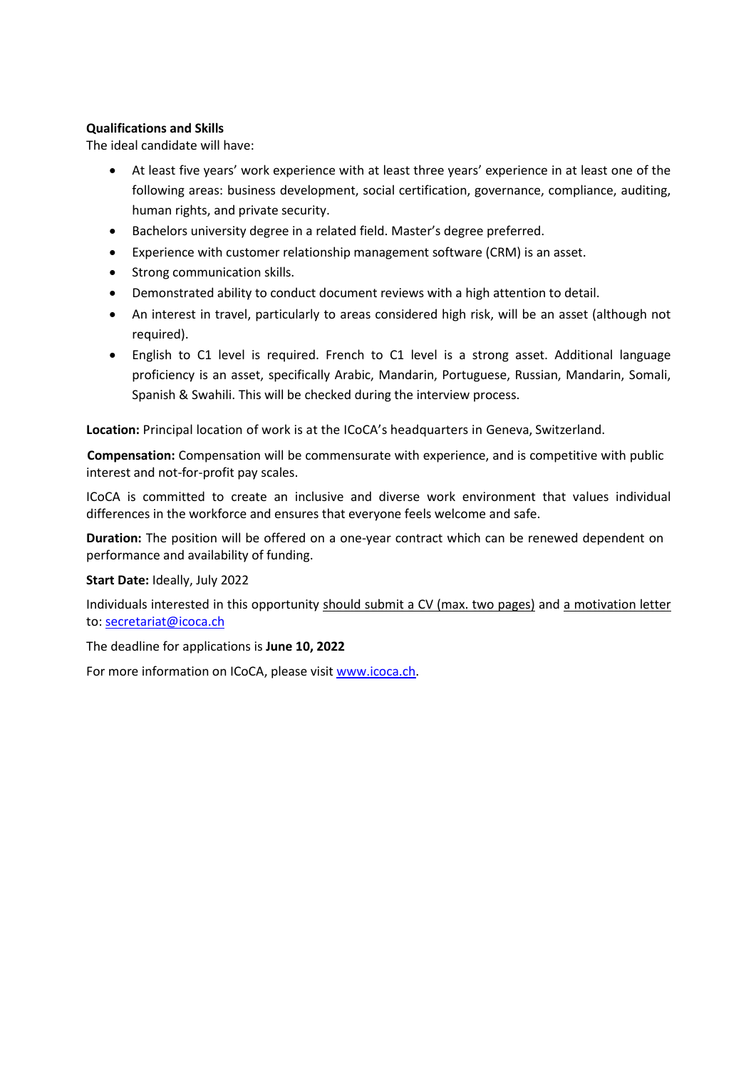**Qualifications and Skills**

The ideal candidate will have:

- At least five years' work experience with at least three years' experience in at least one of the following areas: business development, social certification, governance, compliance, auditing, human rights, and private security.
- Bachelors university degree in a related field. Master's degree preferred.
- Experience with customer relationship management software (CRM) is an asset.
- Strong communication skills.
- Demonstrated ability to conduct document reviews with a high attention to detail.
- An interest in travel, particularly to areas considered high risk, will be an asset (although not required).
- English to C1 level is required. French to C1 level is a strong asset. Additional language proficiency is an asset, specifically Arabic, Mandarin, Portuguese, Russian, Mandarin, Somali, Spanish & Swahili. This will be checked during the interview process.

**Location:** Principal location of work is at the ICoCA's headquarters in Geneva, Switzerland.

**Compensation:** Compensation will be commensurate with experience, and is competitive with public interest and not-for-profit pay scales.

ICoCA is committed to create an inclusive and diverse work environment that values individual differences in the workforce and ensures that everyone feels welcome and safe.

**Duration:** The position will be offered on a one-year contract which can be renewed dependent on performance and availability of funding.

**Start Date:** Ideally, July 2022

Individuals interested in this opportunity should submit a CV (max. two pages) and a motivation letter to: secretariat@icoca.ch

The deadline for applications is **June 10, 2022**

For more information on ICoCA, please visit www.icoca.ch.